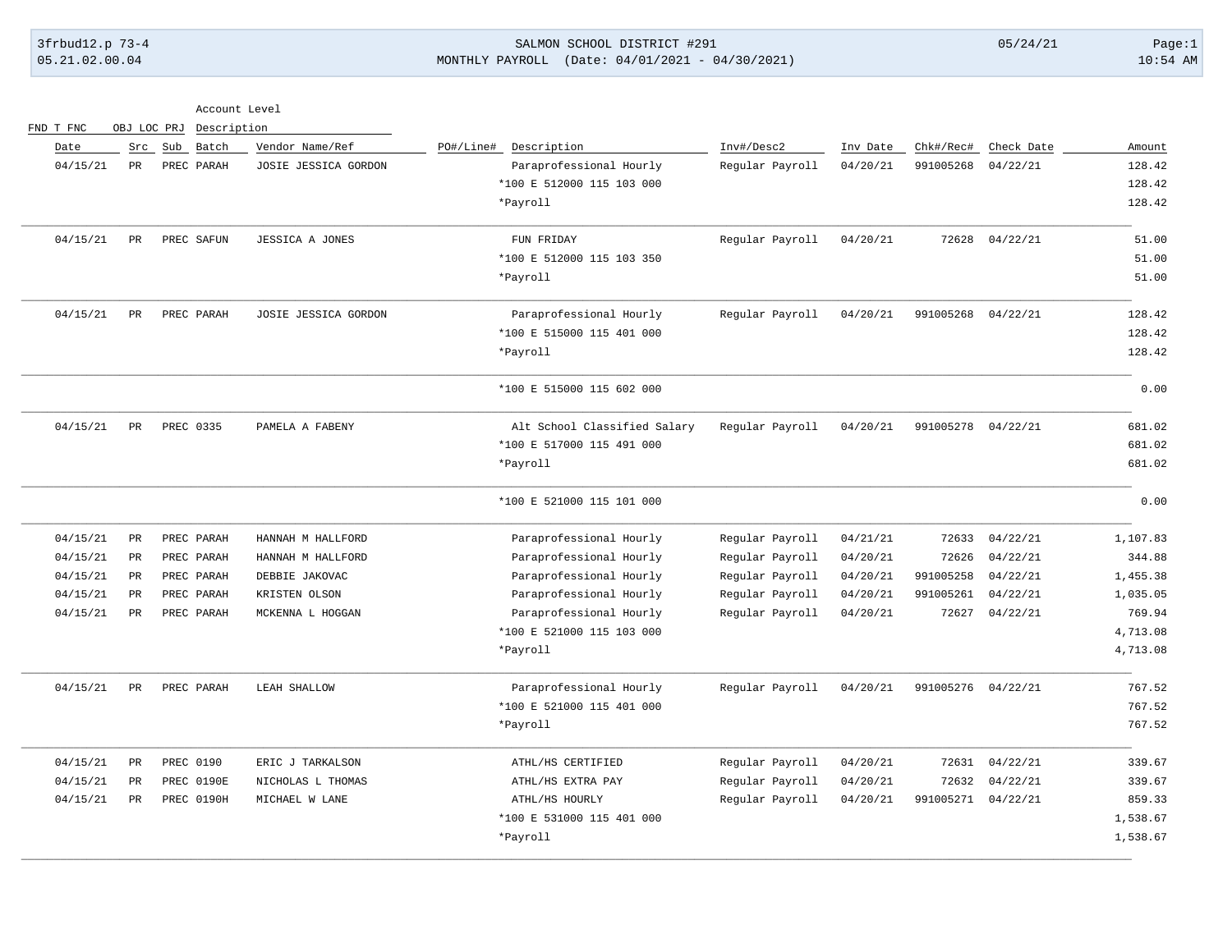3frbud12.p 73-4 SALMON SCHOOL DISTRICT #291 05/24/21
05.21.02.00.04 MONTHLY PAYROLL (Date: 04/01/2021 - 04/30/2021) 10:54 AM

FND T FNC OBJ LOC PRJ Account Level Description

| Date | Src | Sub | Batch | Vendor Name/Ref | PO#/Line# | Description | Inv#/Desc2 | Inv Date | Chk#/Rec# | Check Date | Amount |
|---|---|---|---|---|---|---|---|---|---|---|---|
| 04/15/21 | PR | PREC | PARAH | JOSIE JESSICA GORDON | | Paraprofessional Hourly | Regular Payroll | 04/20/21 | 991005268 | 04/22/21 | 128.42 |
| | | | | | | *100 E 512000 115 103 000 | | | | | 128.42 |
| | | | | | | *Payroll | | | | | 128.42 |
| 04/15/21 | PR | PREC | SAFUN | JESSICA A JONES | | FUN FRIDAY | Regular Payroll | 04/20/21 | 72628 | 04/22/21 | 51.00 |
| | | | | | | *100 E 512000 115 103 350 | | | | | 51.00 |
| | | | | | | *Payroll | | | | | 51.00 |
| 04/15/21 | PR | PREC | PARAH | JOSIE JESSICA GORDON | | Paraprofessional Hourly | Regular Payroll | 04/20/21 | 991005268 | 04/22/21 | 128.42 |
| | | | | | | *100 E 515000 115 401 000 | | | | | 128.42 |
| | | | | | | *Payroll | | | | | 128.42 |
| | | | | | | *100 E 515000 115 602 000 | | | | | 0.00 |
| 04/15/21 | PR | PREC | 0335 | PAMELA A FABENY | | Alt School Classified Salary | Regular Payroll | 04/20/21 | 991005278 | 04/22/21 | 681.02 |
| | | | | | | *100 E 517000 115 491 000 | | | | | 681.02 |
| | | | | | | *Payroll | | | | | 681.02 |
| | | | | | | *100 E 521000 115 101 000 | | | | | 0.00 |
| 04/15/21 | PR | PREC | PARAH | HANNAH M HALLFORD | | Paraprofessional Hourly | Regular Payroll | 04/21/21 | 72633 | 04/22/21 | 1,107.83 |
| 04/15/21 | PR | PREC | PARAH | HANNAH M HALLFORD | | Paraprofessional Hourly | Regular Payroll | 04/20/21 | 72626 | 04/22/21 | 344.88 |
| 04/15/21 | PR | PREC | PARAH | DEBBIE JAKOVAC | | Paraprofessional Hourly | Regular Payroll | 04/20/21 | 991005258 | 04/22/21 | 1,455.38 |
| 04/15/21 | PR | PREC | PARAH | KRISTEN OLSON | | Paraprofessional Hourly | Regular Payroll | 04/20/21 | 991005261 | 04/22/21 | 1,035.05 |
| 04/15/21 | PR | PREC | PARAH | MCKENNA L HOGGAN | | Paraprofessional Hourly | Regular Payroll | 04/20/21 | 72627 | 04/22/21 | 769.94 |
| | | | | | | *100 E 521000 115 103 000 | | | | | 4,713.08 |
| | | | | | | *Payroll | | | | | 4,713.08 |
| 04/15/21 | PR | PREC | PARAH | LEAH SHALLOW | | Paraprofessional Hourly | Regular Payroll | 04/20/21 | 991005276 | 04/22/21 | 767.52 |
| | | | | | | *100 E 521000 115 401 000 | | | | | 767.52 |
| | | | | | | *Payroll | | | | | 767.52 |
| 04/15/21 | PR | PREC | 0190 | ERIC J TARKALSON | | ATHL/HS CERTIFIED | Regular Payroll | 04/20/21 | 72631 | 04/22/21 | 339.67 |
| 04/15/21 | PR | PREC | 0190E | NICHOLAS L THOMAS | | ATHL/HS EXTRA PAY | Regular Payroll | 04/20/21 | 72632 | 04/22/21 | 339.67 |
| 04/15/21 | PR | PREC | 0190H | MICHAEL W LANE | | ATHL/HS HOURLY | Regular Payroll | 04/20/21 | 991005271 | 04/22/21 | 859.33 |
| | | | | | | *100 E 531000 115 401 000 | | | | | 1,538.67 |
| | | | | | | *Payroll | | | | | 1,538.67 |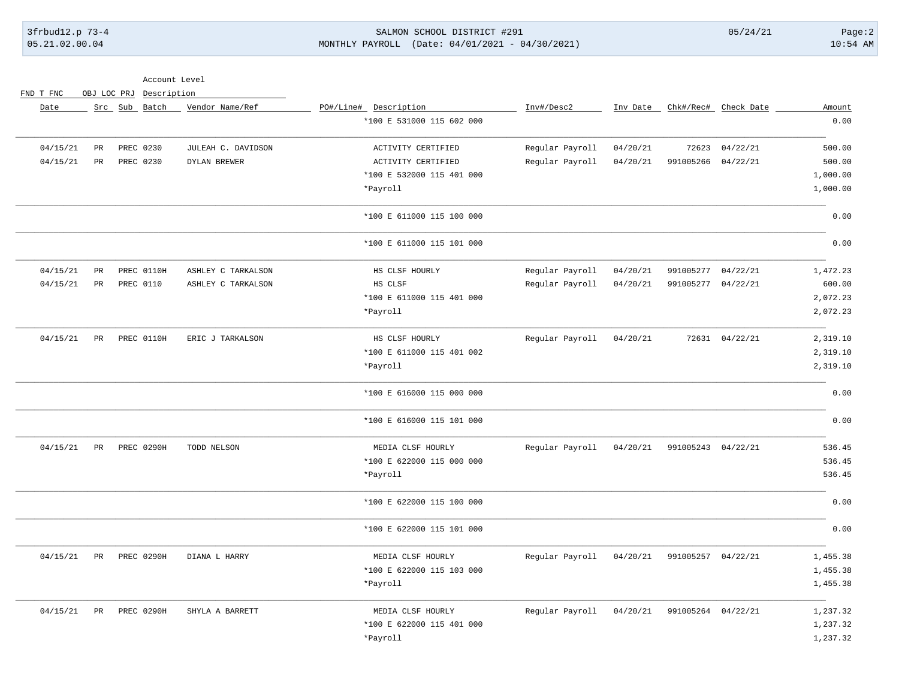| Date | Src | Sub | Batch | Vendor Name/Ref | PO#/Line# | Description | Inv#/Desc2 | Inv Date | Chk#/Rec# | Check Date | Amount |
|---|---|---|---|---|---|---|---|---|---|---|---|
| | | | | | | *100 E 531000 115 602 000 | | | | | 0.00 |
| 04/15/21 | PR | PREC | 0230 | JULEAH C. DAVIDSON | | ACTIVITY CERTIFIED | Regular Payroll | 04/20/21 | 72623 | 04/22/21 | 500.00 |
| 04/15/21 | PR | PREC | 0230 | DYLAN BREWER | | ACTIVITY CERTIFIED | Regular Payroll | 04/20/21 | 991005266 | 04/22/21 | 500.00 |
| | | | | | | *100 E 532000 115 401 000 | | | | | 1,000.00 |
| | | | | | | *Payroll | | | | | 1,000.00 |
| | | | | | | *100 E 611000 115 100 000 | | | | | 0.00 |
| | | | | | | *100 E 611000 115 101 000 | | | | | 0.00 |
| 04/15/21 | PR | PREC | 0110H | ASHLEY C TARKALSON | | HS CLSF HOURLY | Regular Payroll | 04/20/21 | 991005277 | 04/22/21 | 1,472.23 |
| 04/15/21 | PR | PREC | 0110 | ASHLEY C TARKALSON | | HS CLSF | Regular Payroll | 04/20/21 | 991005277 | 04/22/21 | 600.00 |
| | | | | | | *100 E 611000 115 401 000 | | | | | 2,072.23 |
| | | | | | | *Payroll | | | | | 2,072.23 |
| 04/15/21 | PR | PREC | 0110H | ERIC J TARKALSON | | HS CLSF HOURLY | Regular Payroll | 04/20/21 | 72631 | 04/22/21 | 2,319.10 |
| | | | | | | *100 E 611000 115 401 002 | | | | | 2,319.10 |
| | | | | | | *Payroll | | | | | 2,319.10 |
| | | | | | | *100 E 616000 115 000 000 | | | | | 0.00 |
| | | | | | | *100 E 616000 115 101 000 | | | | | 0.00 |
| 04/15/21 | PR | PREC | 0290H | TODD NELSON | | MEDIA CLSF HOURLY | Regular Payroll | 04/20/21 | 991005243 | 04/22/21 | 536.45 |
| | | | | | | *100 E 622000 115 000 000 | | | | | 536.45 |
| | | | | | | *Payroll | | | | | 536.45 |
| | | | | | | *100 E 622000 115 100 000 | | | | | 0.00 |
| | | | | | | *100 E 622000 115 101 000 | | | | | 0.00 |
| 04/15/21 | PR | PREC | 0290H | DIANA L HARRY | | MEDIA CLSF HOURLY | Regular Payroll | 04/20/21 | 991005257 | 04/22/21 | 1,455.38 |
| | | | | | | *100 E 622000 115 103 000 | | | | | 1,455.38 |
| | | | | | | *Payroll | | | | | 1,455.38 |
| 04/15/21 | PR | PREC | 0290H | SHYLA A BARRETT | | MEDIA CLSF HOURLY | Regular Payroll | 04/20/21 | 991005264 | 04/22/21 | 1,237.32 |
| | | | | | | *100 E 622000 115 401 000 | | | | | 1,237.32 |
| | | | | | | *Payroll | | | | | 1,237.32 |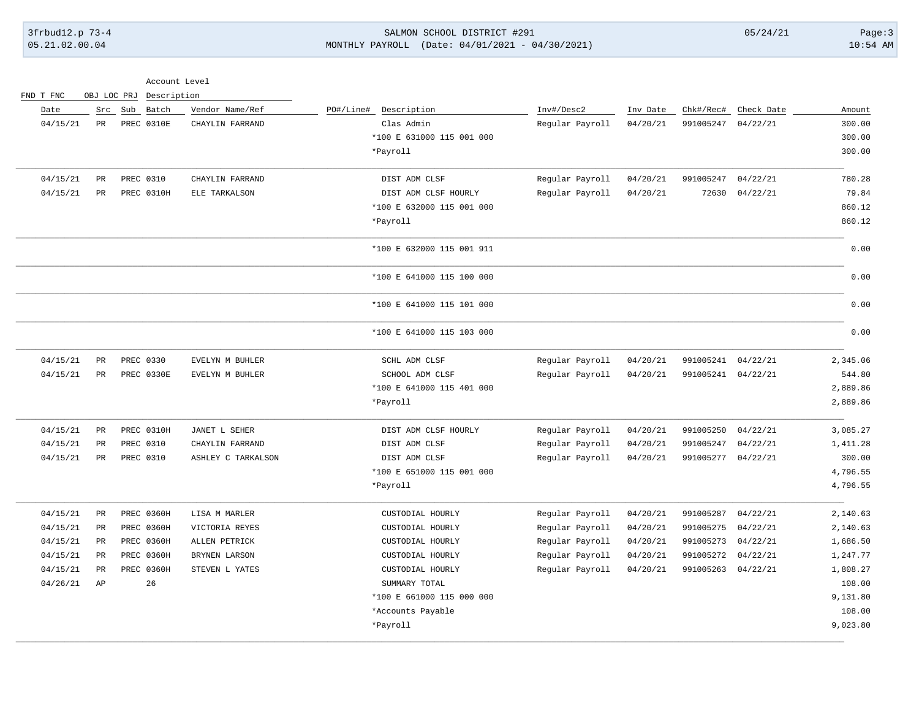| FND T FNC OBJ LOC PRJ | | | Account Level Description | | | | | | | |
|---|---|---|---|---|---|---|---|---|---|---|
| Date | Src | Sub | Batch | Vendor Name/Ref | PO#/Line# | Description | Inv#/Desc2 | Inv Date | Chk#/Rec# | Check Date | Amount |
| 04/15/21 | PR | PREC | 0310E | CHAYLIN FARRAND | | Clas Admin | Regular Payroll | 04/20/21 | 991005247 | 04/22/21 | 300.00 |
| | | | | | | *100 E 631000 115 001 000 | | | | | 300.00 |
| | | | | | | *Payroll | | | | | 300.00 |
| 04/15/21 | PR | PREC | 0310 | CHAYLIN FARRAND | | DIST ADM CLSF | Regular Payroll | 04/20/21 | 991005247 | 04/22/21 | 780.28 |
| 04/15/21 | PR | PREC | 0310H | ELE TARKALSON | | DIST ADM CLSF HOURLY | Regular Payroll | 04/20/21 | 72630 | 04/22/21 | 79.84 |
| | | | | | | *100 E 632000 115 001 000 | | | | | 860.12 |
| | | | | | | *Payroll | | | | | 860.12 |
| | | | | | | *100 E 632000 115 001 911 | | | | | 0.00 |
| | | | | | | *100 E 641000 115 100 000 | | | | | 0.00 |
| | | | | | | *100 E 641000 115 101 000 | | | | | 0.00 |
| | | | | | | *100 E 641000 115 103 000 | | | | | 0.00 |
| 04/15/21 | PR | PREC | 0330 | EVELYN M BUHLER | | SCHL ADM CLSF | Regular Payroll | 04/20/21 | 991005241 | 04/22/21 | 2,345.06 |
| 04/15/21 | PR | PREC | 0330E | EVELYN M BUHLER | | SCHOOL ADM CLSF | Regular Payroll | 04/20/21 | 991005241 | 04/22/21 | 544.80 |
| | | | | | | *100 E 641000 115 401 000 | | | | | 2,889.86 |
| | | | | | | *Payroll | | | | | 2,889.86 |
| 04/15/21 | PR | PREC | 0310H | JANET L SEHER | | DIST ADM CLSF HOURLY | Regular Payroll | 04/20/21 | 991005250 | 04/22/21 | 3,085.27 |
| 04/15/21 | PR | PREC | 0310 | CHAYLIN FARRAND | | DIST ADM CLSF | Regular Payroll | 04/20/21 | 991005247 | 04/22/21 | 1,411.28 |
| 04/15/21 | PR | PREC | 0310 | ASHLEY C TARKALSON | | DIST ADM CLSF | Regular Payroll | 04/20/21 | 991005277 | 04/22/21 | 300.00 |
| | | | | | | *100 E 651000 115 001 000 | | | | | 4,796.55 |
| | | | | | | *Payroll | | | | | 4,796.55 |
| 04/15/21 | PR | PREC | 0360H | LISA M MARLER | | CUSTODIAL HOURLY | Regular Payroll | 04/20/21 | 991005287 | 04/22/21 | 2,140.63 |
| 04/15/21 | PR | PREC | 0360H | VICTORIA REYES | | CUSTODIAL HOURLY | Regular Payroll | 04/20/21 | 991005275 | 04/22/21 | 2,140.63 |
| 04/15/21 | PR | PREC | 0360H | ALLEN PETRICK | | CUSTODIAL HOURLY | Regular Payroll | 04/20/21 | 991005273 | 04/22/21 | 1,686.50 |
| 04/15/21 | PR | PREC | 0360H | BRYNEN LARSON | | CUSTODIAL HOURLY | Regular Payroll | 04/20/21 | 991005272 | 04/22/21 | 1,247.77 |
| 04/15/21 | PR | PREC | 0360H | STEVEN L YATES | | CUSTODIAL HOURLY | Regular Payroll | 04/20/21 | 991005263 | 04/22/21 | 1,808.27 |
| 04/26/21 | AP | | 26 | | | SUMMARY TOTAL | | | | | 108.00 |
| | | | | | | *100 E 661000 115 000 000 | | | | | 9,131.80 |
| | | | | | | *Accounts Payable | | | | | 108.00 |
| | | | | | | *Payroll | | | | | 9,023.80 |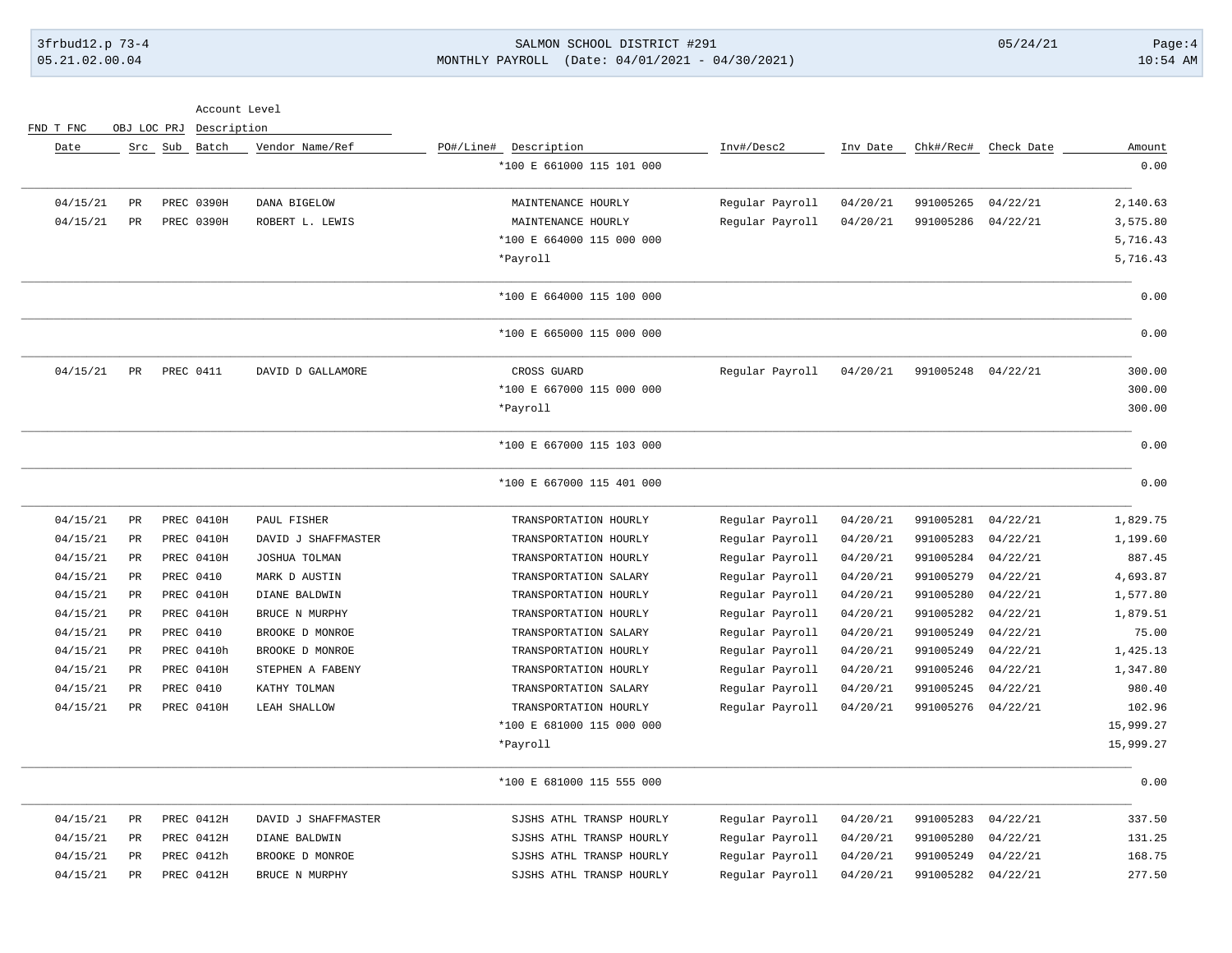| Date | Src | Sub | Batch | Vendor Name/Ref | PO#/Line# | Description | Inv#/Desc2 | Inv Date | Chk#/Rec# | Check Date | Amount |
|---|---|---|---|---|---|---|---|---|---|---|---|
| | | | | | | *100 E 661000 115 101 000 | | | | | 0.00 |
| 04/15/21 | PR | PREC | 0390H | DANA BIGELOW | | MAINTENANCE HOURLY | Regular Payroll | 04/20/21 | 991005265 | 04/22/21 | 2,140.63 |
| 04/15/21 | PR | PREC | 0390H | ROBERT L. LEWIS | | MAINTENANCE HOURLY | Regular Payroll | 04/20/21 | 991005286 | 04/22/21 | 3,575.80 |
| | | | | | | *100 E 664000 115 000 000 | | | | | 5,716.43 |
| | | | | | | *Payroll | | | | | 5,716.43 |
| | | | | | | *100 E 664000 115 100 000 | | | | | 0.00 |
| | | | | | | *100 E 665000 115 000 000 | | | | | 0.00 |
| 04/15/21 | PR | PREC | 0411 | DAVID D GALLAMORE | | CROSS GUARD | Regular Payroll | 04/20/21 | 991005248 | 04/22/21 | 300.00 |
| | | | | | | *100 E 667000 115 000 000 | | | | | 300.00 |
| | | | | | | *Payroll | | | | | 300.00 |
| | | | | | | *100 E 667000 115 103 000 | | | | | 0.00 |
| | | | | | | *100 E 667000 115 401 000 | | | | | 0.00 |
| 04/15/21 | PR | PREC | 0410H | PAUL FISHER | | TRANSPORTATION HOURLY | Regular Payroll | 04/20/21 | 991005281 | 04/22/21 | 1,829.75 |
| 04/15/21 | PR | PREC | 0410H | DAVID J SHAFFMASTER | | TRANSPORTATION HOURLY | Regular Payroll | 04/20/21 | 991005283 | 04/22/21 | 1,199.60 |
| 04/15/21 | PR | PREC | 0410H | JOSHUA TOLMAN | | TRANSPORTATION HOURLY | Regular Payroll | 04/20/21 | 991005284 | 04/22/21 | 887.45 |
| 04/15/21 | PR | PREC | 0410 | MARK D AUSTIN | | TRANSPORTATION SALARY | Regular Payroll | 04/20/21 | 991005279 | 04/22/21 | 4,693.87 |
| 04/15/21 | PR | PREC | 0410H | DIANE BALDWIN | | TRANSPORTATION HOURLY | Regular Payroll | 04/20/21 | 991005280 | 04/22/21 | 1,577.80 |
| 04/15/21 | PR | PREC | 0410H | BRUCE N MURPHY | | TRANSPORTATION HOURLY | Regular Payroll | 04/20/21 | 991005282 | 04/22/21 | 1,879.51 |
| 04/15/21 | PR | PREC | 0410 | BROOKE D MONROE | | TRANSPORTATION SALARY | Regular Payroll | 04/20/21 | 991005249 | 04/22/21 | 75.00 |
| 04/15/21 | PR | PREC | 0410h | BROOKE D MONROE | | TRANSPORTATION HOURLY | Regular Payroll | 04/20/21 | 991005249 | 04/22/21 | 1,425.13 |
| 04/15/21 | PR | PREC | 0410H | STEPHEN A FABENY | | TRANSPORTATION HOURLY | Regular Payroll | 04/20/21 | 991005246 | 04/22/21 | 1,347.80 |
| 04/15/21 | PR | PREC | 0410 | KATHY TOLMAN | | TRANSPORTATION SALARY | Regular Payroll | 04/20/21 | 991005245 | 04/22/21 | 980.40 |
| 04/15/21 | PR | PREC | 0410H | LEAH SHALLOW | | TRANSPORTATION HOURLY | Regular Payroll | 04/20/21 | 991005276 | 04/22/21 | 102.96 |
| | | | | | | *100 E 681000 115 000 000 | | | | | 15,999.27 |
| | | | | | | *Payroll | | | | | 15,999.27 |
| | | | | | | *100 E 681000 115 555 000 | | | | | 0.00 |
| 04/15/21 | PR | PREC | 0412H | DAVID J SHAFFMASTER | | SJSHS ATHL TRANSP HOURLY | Regular Payroll | 04/20/21 | 991005283 | 04/22/21 | 337.50 |
| 04/15/21 | PR | PREC | 0412H | DIANE BALDWIN | | SJSHS ATHL TRANSP HOURLY | Regular Payroll | 04/20/21 | 991005280 | 04/22/21 | 131.25 |
| 04/15/21 | PR | PREC | 0412h | BROOKE D MONROE | | SJSHS ATHL TRANSP HOURLY | Regular Payroll | 04/20/21 | 991005249 | 04/22/21 | 168.75 |
| 04/15/21 | PR | PREC | 0412H | BRUCE N MURPHY | | SJSHS ATHL TRANSP HOURLY | Regular Payroll | 04/20/21 | 991005282 | 04/22/21 | 277.50 |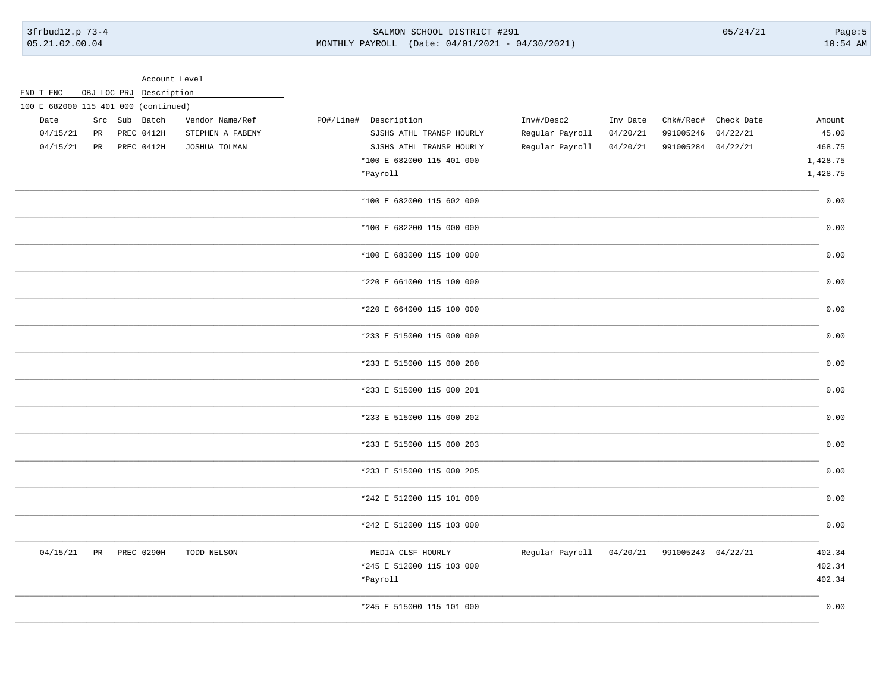| Account Level | | | | | | | | | | |
|---|---|---|---|---|---|---|---|---|---|---|
| FND T FNC OBJ LOC PRJ Description | | | | | | | | | | |
| 100 E 682000 115 401 000 (continued) | | | | | | | | | | |
| Date | Src | Sub | Batch | Vendor Name/Ref | PO#/Line# | Description | Inv#/Desc2 | Inv Date | Chk#/Rec# | Check Date | Amount |
| 04/15/21 | PR | PREC | 0412H | STEPHEN A FABENY | | SJSHS ATHL TRANSP HOURLY | Regular Payroll | 04/20/21 | 991005246 | 04/22/21 | 45.00 |
| 04/15/21 | PR | PREC | 0412H | JOSHUA TOLMAN | | SJSHS ATHL TRANSP HOURLY | Regular Payroll | 04/20/21 | 991005284 | 04/22/21 | 468.75 |
| | | | | | | *100 E 682000 115 401 000 | | | | | 1,428.75 |
| | | | | | | *Payroll | | | | | 1,428.75 |
| | | | | | | *100 E 682000 115 602 000 | | | | | 0.00 |
| | | | | | | *100 E 682200 115 000 000 | | | | | 0.00 |
| | | | | | | *100 E 683000 115 100 000 | | | | | 0.00 |
| | | | | | | *220 E 661000 115 100 000 | | | | | 0.00 |
| | | | | | | *220 E 664000 115 100 000 | | | | | 0.00 |
| | | | | | | *233 E 515000 115 000 000 | | | | | 0.00 |
| | | | | | | *233 E 515000 115 000 200 | | | | | 0.00 |
| | | | | | | *233 E 515000 115 000 201 | | | | | 0.00 |
| | | | | | | *233 E 515000 115 000 202 | | | | | 0.00 |
| | | | | | | *233 E 515000 115 000 203 | | | | | 0.00 |
| | | | | | | *233 E 515000 115 000 205 | | | | | 0.00 |
| | | | | | | *242 E 512000 115 101 000 | | | | | 0.00 |
| | | | | | | *242 E 512000 115 103 000 | | | | | 0.00 |
| 04/15/21 | PR | PREC | 0290H | TODD NELSON | | MEDIA CLSF HOURLY | Regular Payroll | 04/20/21 | 991005243 | 04/22/21 | 402.34 |
| | | | | | | *245 E 512000 115 103 000 | | | | | 402.34 |
| | | | | | | *Payroll | | | | | 402.34 |
| | | | | | | *245 E 515000 115 101 000 | | | | | 0.00 |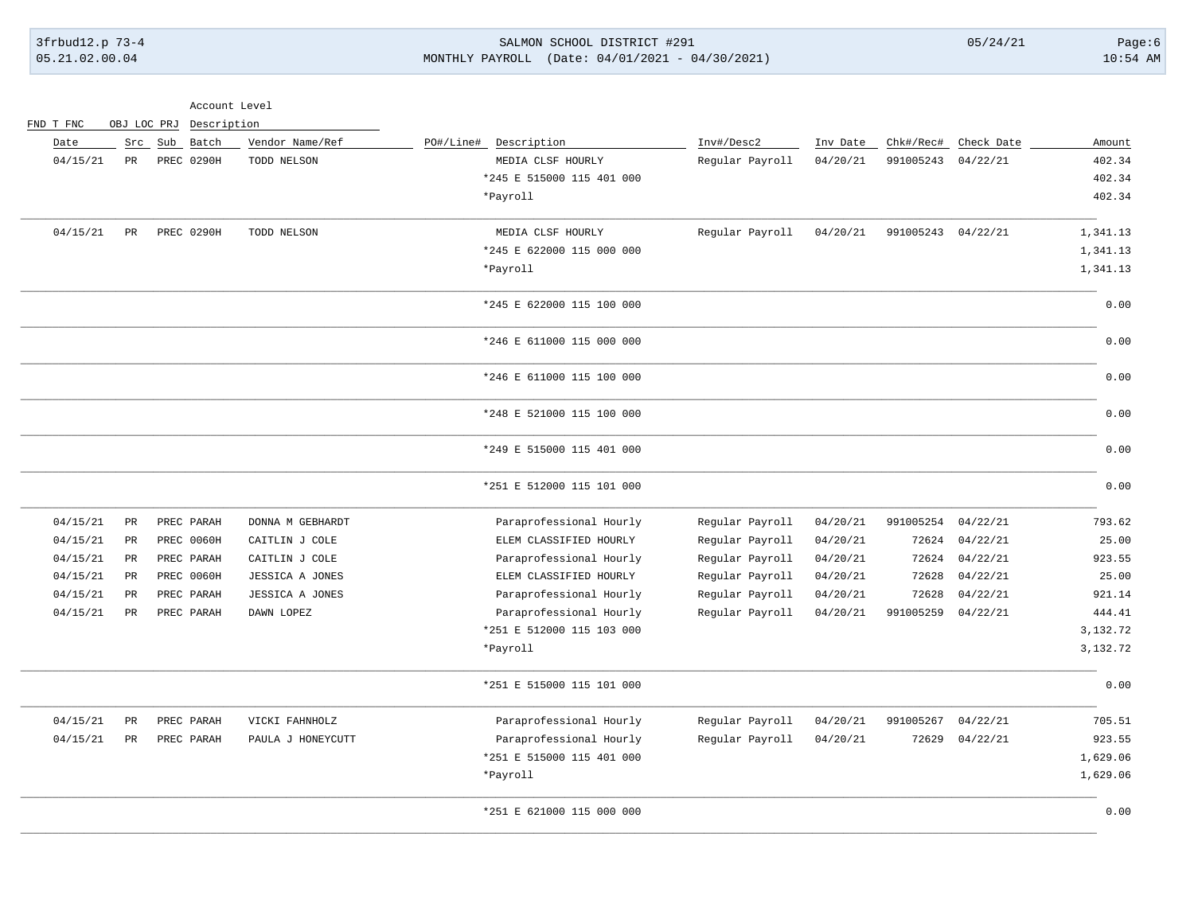| Date | Src | Sub | Batch | Vendor Name/Ref | PO#/Line# | Description | Inv#/Desc2 | Inv Date | Chk#/Rec# | Check Date | Amount |
|---|---|---|---|---|---|---|---|---|---|---|---|
| 04/15/21 | PR | PREC | 0290H | TODD NELSON | | MEDIA CLSF HOURLY | Regular Payroll | 04/20/21 | 991005243 | 04/22/21 | 402.34 |
| | | | | | | *245 E 515000 115 401 000 | | | | | 402.34 |
| | | | | | | *Payroll | | | | | 402.34 |
| 04/15/21 | PR | PREC | 0290H | TODD NELSON | | MEDIA CLSF HOURLY | Regular Payroll | 04/20/21 | 991005243 | 04/22/21 | 1,341.13 |
| | | | | | | *245 E 622000 115 000 000 | | | | | 1,341.13 |
| | | | | | | *Payroll | | | | | 1,341.13 |
| | | | | | | *245 E 622000 115 100 000 | | | | | 0.00 |
| | | | | | | *246 E 611000 115 000 000 | | | | | 0.00 |
| | | | | | | *246 E 611000 115 100 000 | | | | | 0.00 |
| | | | | | | *248 E 521000 115 100 000 | | | | | 0.00 |
| | | | | | | *249 E 515000 115 401 000 | | | | | 0.00 |
| | | | | | | *251 E 512000 115 101 000 | | | | | 0.00 |
| 04/15/21 | PR | PREC | PARAH | DONNA M GEBHARDT | | Paraprofessional Hourly | Regular Payroll | 04/20/21 | 991005254 | 04/22/21 | 793.62 |
| 04/15/21 | PR | PREC | 0060H | CAITLIN J COLE | | ELEM CLASSIFIED HOURLY | Regular Payroll | 04/20/21 | 72624 | 04/22/21 | 25.00 |
| 04/15/21 | PR | PREC | PARAH | CAITLIN J COLE | | Paraprofessional Hourly | Regular Payroll | 04/20/21 | 72624 | 04/22/21 | 923.55 |
| 04/15/21 | PR | PREC | 0060H | JESSICA A JONES | | ELEM CLASSIFIED HOURLY | Regular Payroll | 04/20/21 | 72628 | 04/22/21 | 25.00 |
| 04/15/21 | PR | PREC | PARAH | JESSICA A JONES | | Paraprofessional Hourly | Regular Payroll | 04/20/21 | 72628 | 04/22/21 | 921.14 |
| 04/15/21 | PR | PREC | PARAH | DAWN LOPEZ | | Paraprofessional Hourly | Regular Payroll | 04/20/21 | 991005259 | 04/22/21 | 444.41 |
| | | | | | | *251 E 512000 115 103 000 | | | | | 3,132.72 |
| | | | | | | *Payroll | | | | | 3,132.72 |
| | | | | | | *251 E 515000 115 101 000 | | | | | 0.00 |
| 04/15/21 | PR | PREC | PARAH | VICKI FAHNHOLZ | | Paraprofessional Hourly | Regular Payroll | 04/20/21 | 991005267 | 04/22/21 | 705.51 |
| 04/15/21 | PR | PREC | PARAH | PAULA J HONEYCUTT | | Paraprofessional Hourly | Regular Payroll | 04/20/21 | 72629 | 04/22/21 | 923.55 |
| | | | | | | *251 E 515000 115 401 000 | | | | | 1,629.06 |
| | | | | | | *Payroll | | | | | 1,629.06 |
| | | | | | | *251 E 621000 115 000 000 | | | | | 0.00 |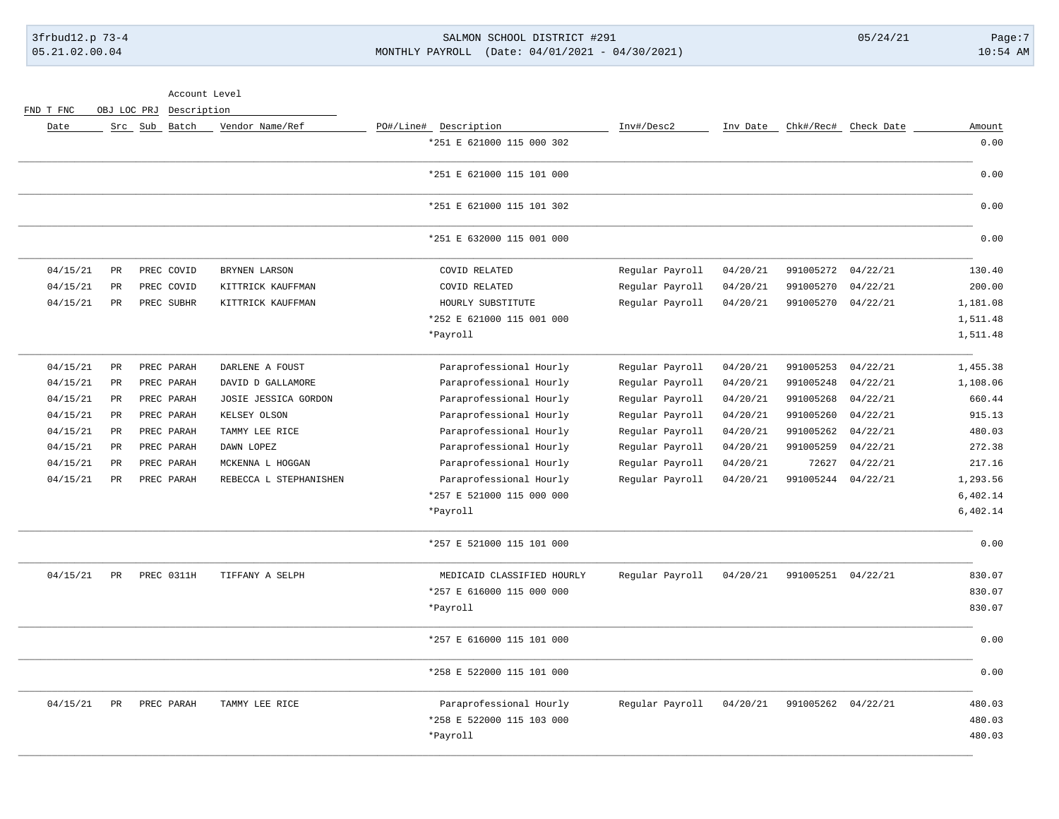| Date | Src | Sub | Batch | Vendor Name/Ref | PO#/Line# | Description | Inv#/Desc2 | Inv Date | Chk#/Rec# | Check Date | Amount |
|---|---|---|---|---|---|---|---|---|---|---|---|
| | | | | | | *251 E 621000 115 000 302 | | | | | 0.00 |
| | | | | | | *251 E 621000 115 101 000 | | | | | 0.00 |
| | | | | | | *251 E 621000 115 101 302 | | | | | 0.00 |
| | | | | | | *251 E 632000 115 001 000 | | | | | 0.00 |
| 04/15/21 | PR | PREC | COVID | BRYNEN LARSON | | COVID RELATED | Regular Payroll | 04/20/21 | 991005272 | 04/22/21 | 130.40 |
| 04/15/21 | PR | PREC | COVID | KITTRICK KAUFFMAN | | COVID RELATED | Regular Payroll | 04/20/21 | 991005270 | 04/22/21 | 200.00 |
| 04/15/21 | PR | PREC | SUBHR | KITTRICK KAUFFMAN | | HOURLY SUBSTITUTE | Regular Payroll | 04/20/21 | 991005270 | 04/22/21 | 1,181.08 |
| | | | | | | *252 E 621000 115 001 000 | | | | | 1,511.48 |
| | | | | | | *Payroll | | | | | 1,511.48 |
| 04/15/21 | PR | PREC | PARAH | DARLENE A FOUST | | Paraprofessional Hourly | Regular Payroll | 04/20/21 | 991005253 | 04/22/21 | 1,455.38 |
| 04/15/21 | PR | PREC | PARAH | DAVID D GALLAMORE | | Paraprofessional Hourly | Regular Payroll | 04/20/21 | 991005248 | 04/22/21 | 1,108.06 |
| 04/15/21 | PR | PREC | PARAH | JOSIE JESSICA GORDON | | Paraprofessional Hourly | Regular Payroll | 04/20/21 | 991005268 | 04/22/21 | 660.44 |
| 04/15/21 | PR | PREC | PARAH | KELSEY OLSON | | Paraprofessional Hourly | Regular Payroll | 04/20/21 | 991005260 | 04/22/21 | 915.13 |
| 04/15/21 | PR | PREC | PARAH | TAMMY LEE RICE | | Paraprofessional Hourly | Regular Payroll | 04/20/21 | 991005262 | 04/22/21 | 480.03 |
| 04/15/21 | PR | PREC | PARAH | DAWN LOPEZ | | Paraprofessional Hourly | Regular Payroll | 04/20/21 | 991005259 | 04/22/21 | 272.38 |
| 04/15/21 | PR | PREC | PARAH | MCKENNA L HOGGAN | | Paraprofessional Hourly | Regular Payroll | 04/20/21 | 72627 | 04/22/21 | 217.16 |
| 04/15/21 | PR | PREC | PARAH | REBECCA L STEPHANISHEN | | Paraprofessional Hourly | Regular Payroll | 04/20/21 | 991005244 | 04/22/21 | 1,293.56 |
| | | | | | | *257 E 521000 115 000 000 | | | | | 6,402.14 |
| | | | | | | *Payroll | | | | | 6,402.14 |
| | | | | | | *257 E 521000 115 101 000 | | | | | 0.00 |
| 04/15/21 | PR | PREC | 0311H | TIFFANY A SELPH | | MEDICAID CLASSIFIED HOURLY | Regular Payroll | 04/20/21 | 991005251 | 04/22/21 | 830.07 |
| | | | | | | *257 E 616000 115 000 000 | | | | | 830.07 |
| | | | | | | *Payroll | | | | | 830.07 |
| | | | | | | *257 E 616000 115 101 000 | | | | | 0.00 |
| | | | | | | *258 E 522000 115 101 000 | | | | | 0.00 |
| 04/15/21 | PR | PREC | PARAH | TAMMY LEE RICE | | Paraprofessional Hourly | Regular Payroll | 04/20/21 | 991005262 | 04/22/21 | 480.03 |
| | | | | | | *258 E 522000 115 103 000 | | | | | 480.03 |
| | | | | | | *Payroll | | | | | 480.03 |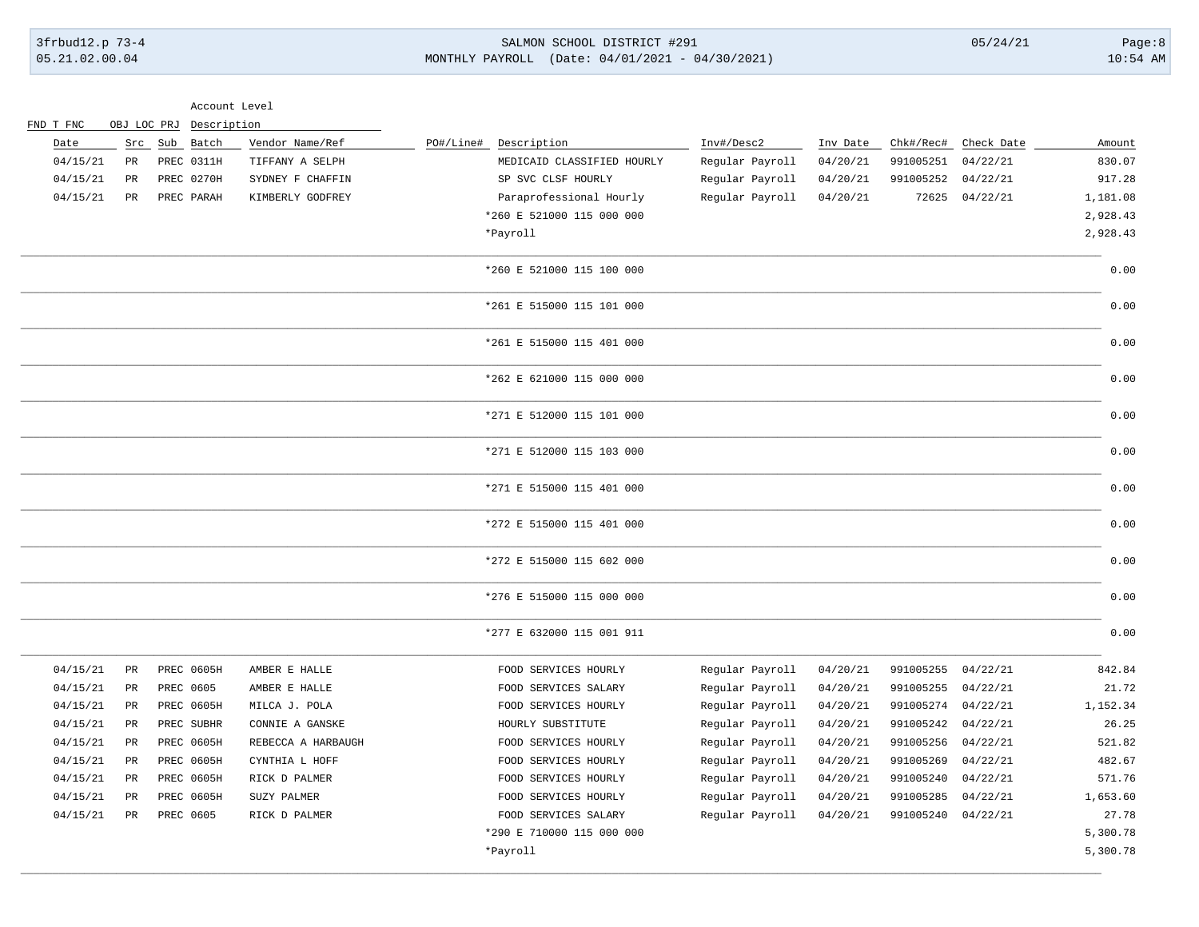| Date | Src | Sub | Batch | Vendor Name/Ref | PO#/Line# | Description | Inv#/Desc2 | Inv Date | Chk#/Rec# | Check Date | Amount |
|---|---|---|---|---|---|---|---|---|---|---|---|
| 04/15/21 | PR | PREC | 0311H | TIFFANY A SELPH | | MEDICAID CLASSIFIED HOURLY | Regular Payroll | 04/20/21 | 991005251 | 04/22/21 | 830.07 |
| 04/15/21 | PR | PREC | 0270H | SYDNEY F CHAFFIN | | SP SVC CLSF HOURLY | Regular Payroll | 04/20/21 | 991005252 | 04/22/21 | 917.28 |
| 04/15/21 | PR | PREC | PARAH | KIMBERLY GODFREY | | Paraprofessional Hourly | Regular Payroll | 04/20/21 | 72625 | 04/22/21 | 1,181.08 |
| | | | | | | *260 E 521000 115 000 000 | | | | | 2,928.43 |
| | | | | | | *Payroll | | | | | 2,928.43 |
| | | | | | | *260 E 521000 115 100 000 | | | | | 0.00 |
| | | | | | | *261 E 515000 115 101 000 | | | | | 0.00 |
| | | | | | | *261 E 515000 115 401 000 | | | | | 0.00 |
| | | | | | | *262 E 621000 115 000 000 | | | | | 0.00 |
| | | | | | | *271 E 512000 115 101 000 | | | | | 0.00 |
| | | | | | | *271 E 512000 115 103 000 | | | | | 0.00 |
| | | | | | | *271 E 515000 115 401 000 | | | | | 0.00 |
| | | | | | | *272 E 515000 115 401 000 | | | | | 0.00 |
| | | | | | | *272 E 515000 115 602 000 | | | | | 0.00 |
| | | | | | | *276 E 515000 115 000 000 | | | | | 0.00 |
| | | | | | | *277 E 632000 115 001 911 | | | | | 0.00 |
| 04/15/21 | PR | PREC | 0605H | AMBER E HALLE | | FOOD SERVICES HOURLY | Regular Payroll | 04/20/21 | 991005255 | 04/22/21 | 842.84 |
| 04/15/21 | PR | PREC | 0605 | AMBER E HALLE | | FOOD SERVICES SALARY | Regular Payroll | 04/20/21 | 991005255 | 04/22/21 | 21.72 |
| 04/15/21 | PR | PREC | 0605H | MILCA J. POLA | | FOOD SERVICES HOURLY | Regular Payroll | 04/20/21 | 991005274 | 04/22/21 | 1,152.34 |
| 04/15/21 | PR | PREC | SUBHR | CONNIE A GANSKE | | HOURLY SUBSTITUTE | Regular Payroll | 04/20/21 | 991005242 | 04/22/21 | 26.25 |
| 04/15/21 | PR | PREC | 0605H | REBECCA A HARBAUGH | | FOOD SERVICES HOURLY | Regular Payroll | 04/20/21 | 991005256 | 04/22/21 | 521.82 |
| 04/15/21 | PR | PREC | 0605H | CYNTHIA L HOFF | | FOOD SERVICES HOURLY | Regular Payroll | 04/20/21 | 991005269 | 04/22/21 | 482.67 |
| 04/15/21 | PR | PREC | 0605H | RICK D PALMER | | FOOD SERVICES HOURLY | Regular Payroll | 04/20/21 | 991005240 | 04/22/21 | 571.76 |
| 04/15/21 | PR | PREC | 0605H | SUZY PALMER | | FOOD SERVICES HOURLY | Regular Payroll | 04/20/21 | 991005285 | 04/22/21 | 1,653.60 |
| 04/15/21 | PR | PREC | 0605 | RICK D PALMER | | FOOD SERVICES SALARY | Regular Payroll | 04/20/21 | 991005240 | 04/22/21 | 27.78 |
| | | | | | | *290 E 710000 115 000 000 | | | | | 5,300.78 |
| | | | | | | *Payroll | | | | | 5,300.78 |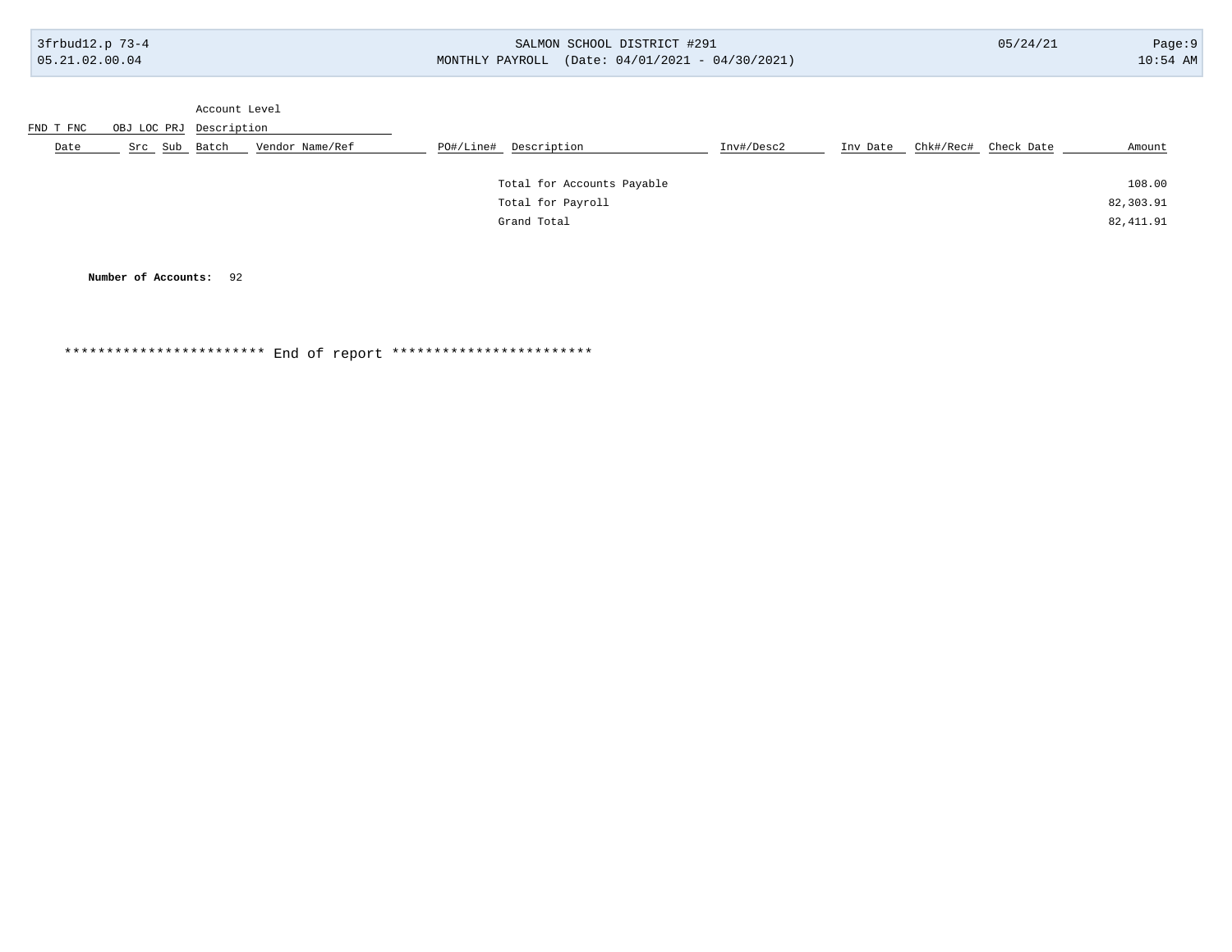| FND T FNC | OBJ LOC PRJ | Account Level Description | | | | | | | | |
|---|---|---|---|---|---|---|---|---|---|---|
| Date | Src Sub | Batch | Vendor Name/Ref | PO#/Line# | Description | Inv#/Desc2 | Inv Date | Chk#/Rec# | Check Date | Amount |
| | | | | | Total for Accounts Payable | | | | | 108.00 |
| | | | | | Total for Payroll | | | | | 82,303.91 |
| | | | | | Grand Total | | | | | 82,411.91 |

**Number of Accounts:** 92

************************ End of report ************************